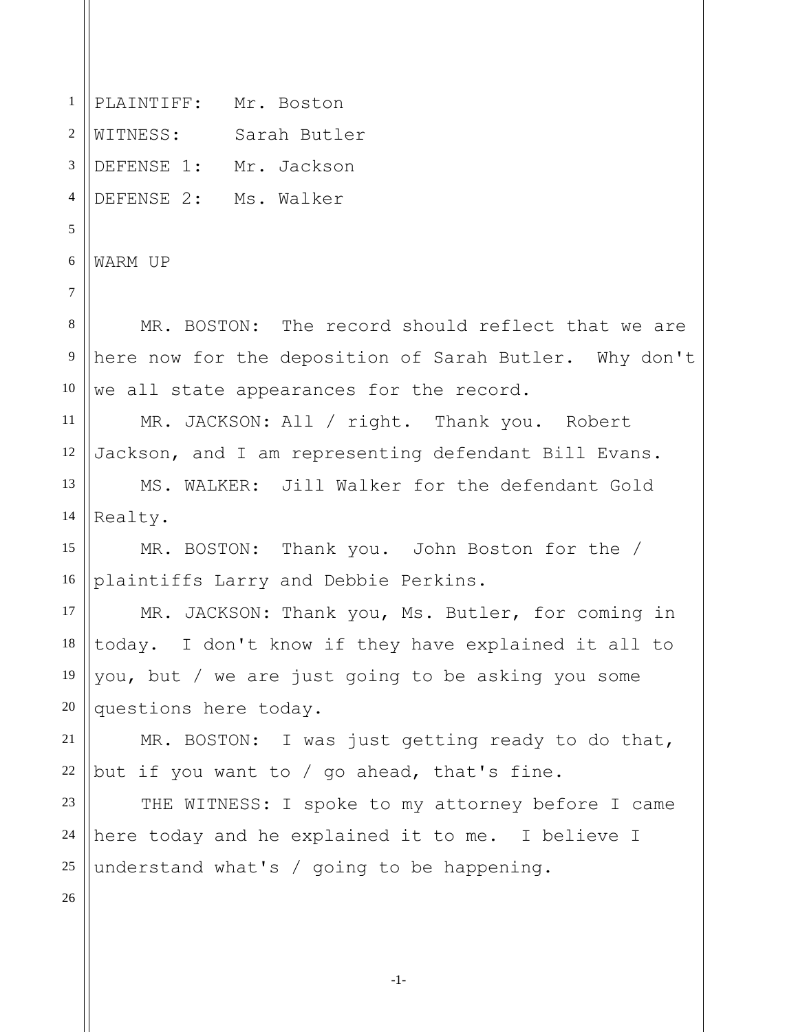PLAINTIFF: Mr. Boston

WITNESS: Sarah Butler

DEFENSE 1: Mr. Jackson

DEFENSE 2: Ms. Walker

WARM UP

MR. BOSTON: The record should reflect that we are here now for the deposition of Sarah Butler. Why don't we all state appearances for the record.

MR. JACKSON: All / right. Thank you. Robert Jackson, and I am representing defendant Bill Evans.

MS. WALKER: Jill Walker for the defendant Gold Realty.

MR. BOSTON: Thank you. John Boston for the / plaintiffs Larry and Debbie Perkins.

MR. JACKSON: Thank you, Ms. Butler, for coming in today. I don't know if they have explained it all to you, but / we are just going to be asking you some questions here today.

MR. BOSTON: I was just getting ready to do that, but if you want to / go ahead, that's fine.

THE WITNESS: I spoke to my attorney before I came here today and he explained it to me. I believe I understand what's / going to be happening.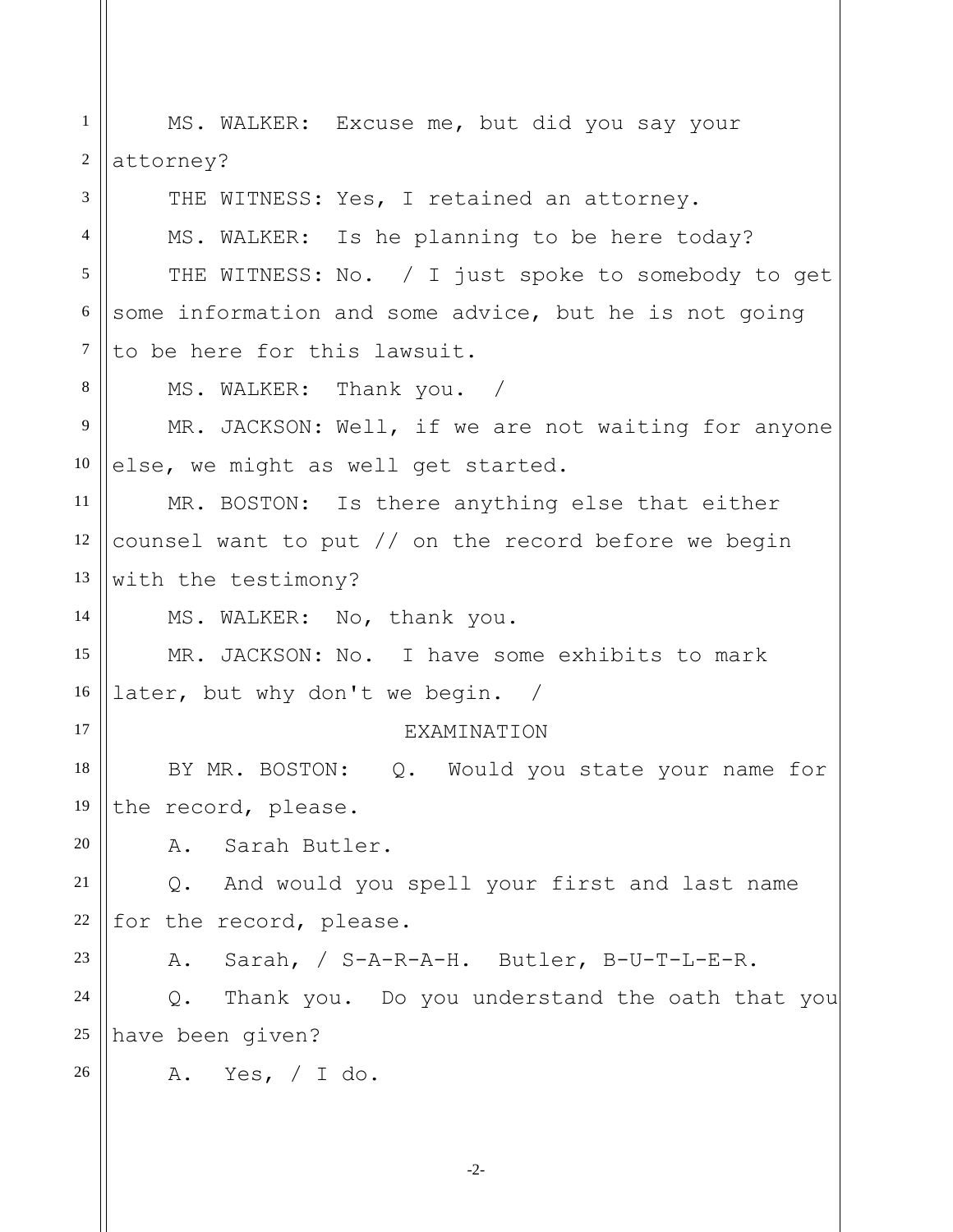MS. WALKER: Excuse me, but did you say your attorney?

THE WITNESS: Yes, I retained an attorney.

MS. WALKER: Is he planning to be here today?

THE WITNESS: No. / I just spoke to somebody to get some information and some advice, but he is not going to be here for this lawsuit.

MS. WALKER: Thank you. /

MR. JACKSON: Well, if we are not waiting for anyone else, we might as well get started.

MR. BOSTON: Is there anything else that either counsel want to put // on the record before we begin with the testimony?

MS. WALKER: No, thank you.

MR. JACKSON: No. I have some exhibits to mark later, but why don't we begin. /

EXAMINATION

BY MR. BOSTON: Q. Would you state your name for the record, please.

A. Sarah Butler.

Q. And would you spell your first and last name for the record, please.

A. Sarah, / S-A-R-A-H. Butler, B-U-T-L-E-R.

Q. Thank you. Do you understand the oath that you have been given?

A. Yes, / I do.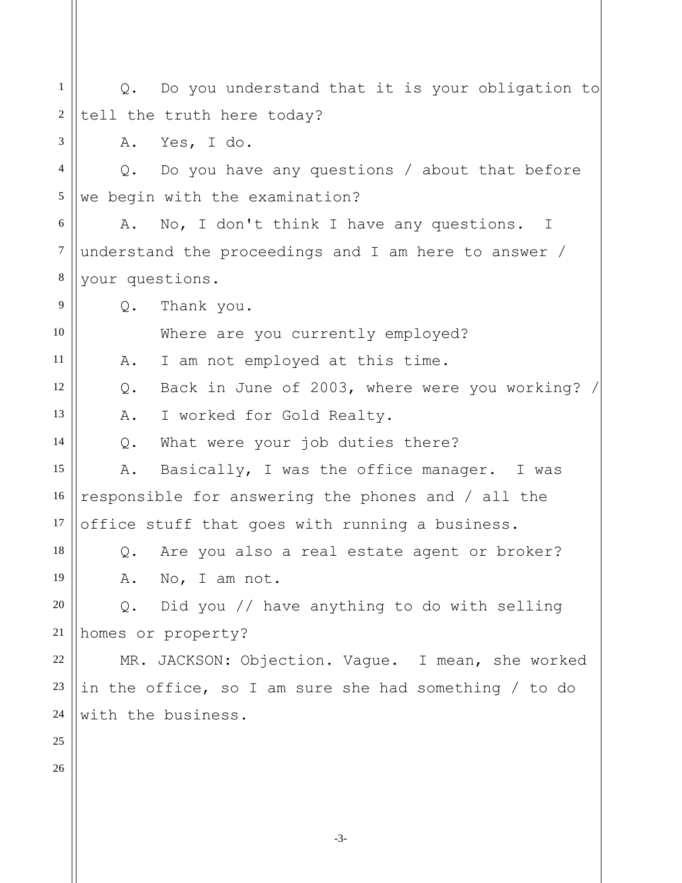Q. Do you understand that it is your obligation to tell the truth here today?

A. Yes, I do.

Q. Do you have any questions / about that before we begin with the examination?

A. No, I don't think I have any questions. I understand the proceedings and I am here to answer / your questions.

Q. Thank you.

Where are you currently employed?

A. I am not employed at this time.

Q. Back in June of 2003, where were you working? /

A. I worked for Gold Realty.

Q. What were your job duties there?

A. Basically, I was the office manager. I was responsible for answering the phones and / all the office stuff that goes with running a business.

Q. Are you also a real estate agent or broker?

A. No, I am not.

Q. Did you // have anything to do with selling homes or property?

MR. JACKSON: Objection. Vague. I mean, she worked in the office, so I am sure she had something / to do with the business.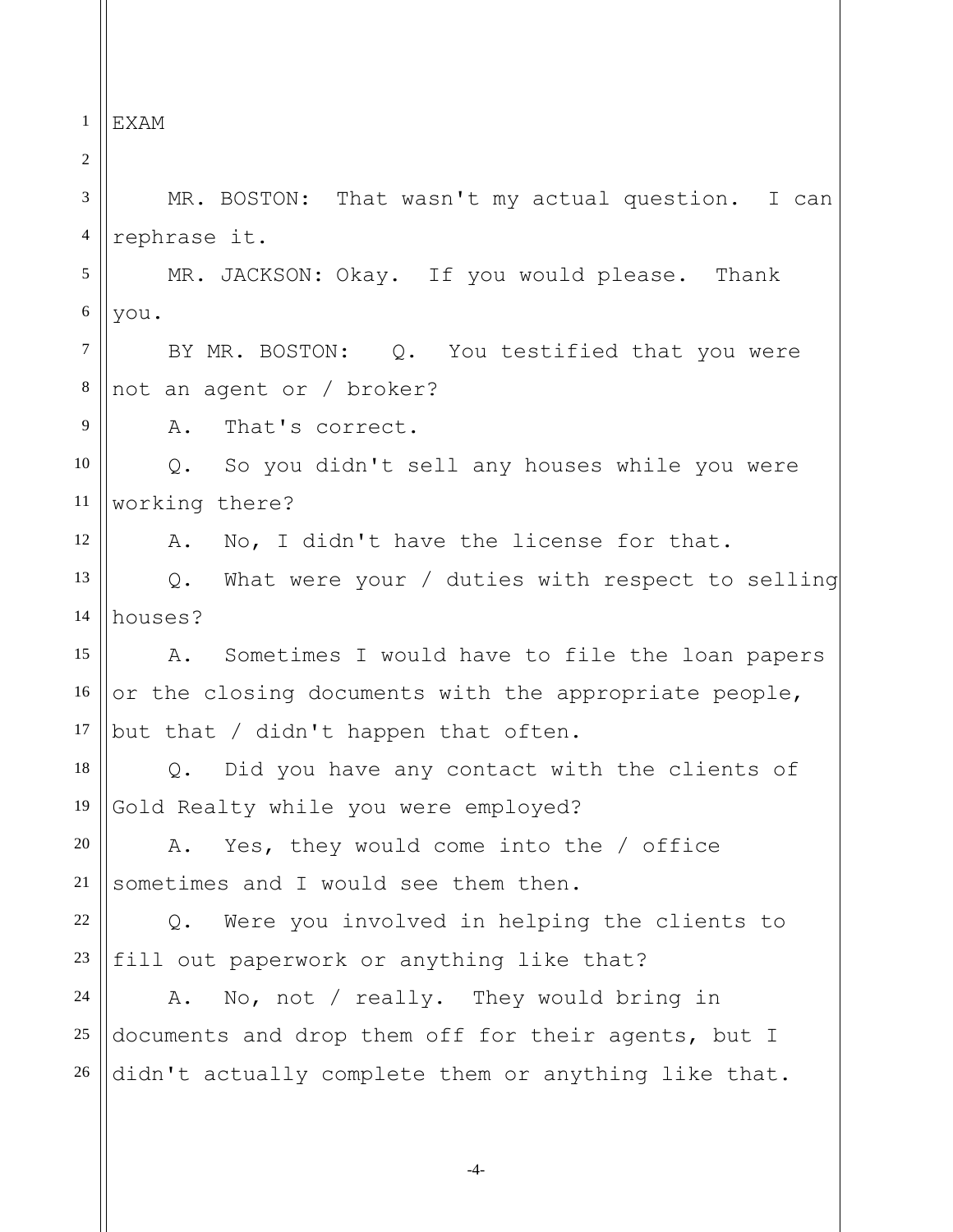EXAM

MR. BOSTON: That wasn't my actual question. I can rephrase it.

MR. JACKSON: Okay. If you would please. Thank you.

BY MR. BOSTON: Q. You testified that you were not an agent or / broker?

A. That's correct.

Q. So you didn't sell any houses while you were working there?

A. No, I didn't have the license for that.

Q. What were your / duties with respect to selling houses?

A. Sometimes I would have to file the loan papers or the closing documents with the appropriate people, but that / didn't happen that often.

Q. Did you have any contact with the clients of Gold Realty while you were employed?

A. Yes, they would come into the / office sometimes and I would see them then.

Q. Were you involved in helping the clients to fill out paperwork or anything like that?

A. No, not / really. They would bring in documents and drop them off for their agents, but I didn't actually complete them or anything like that.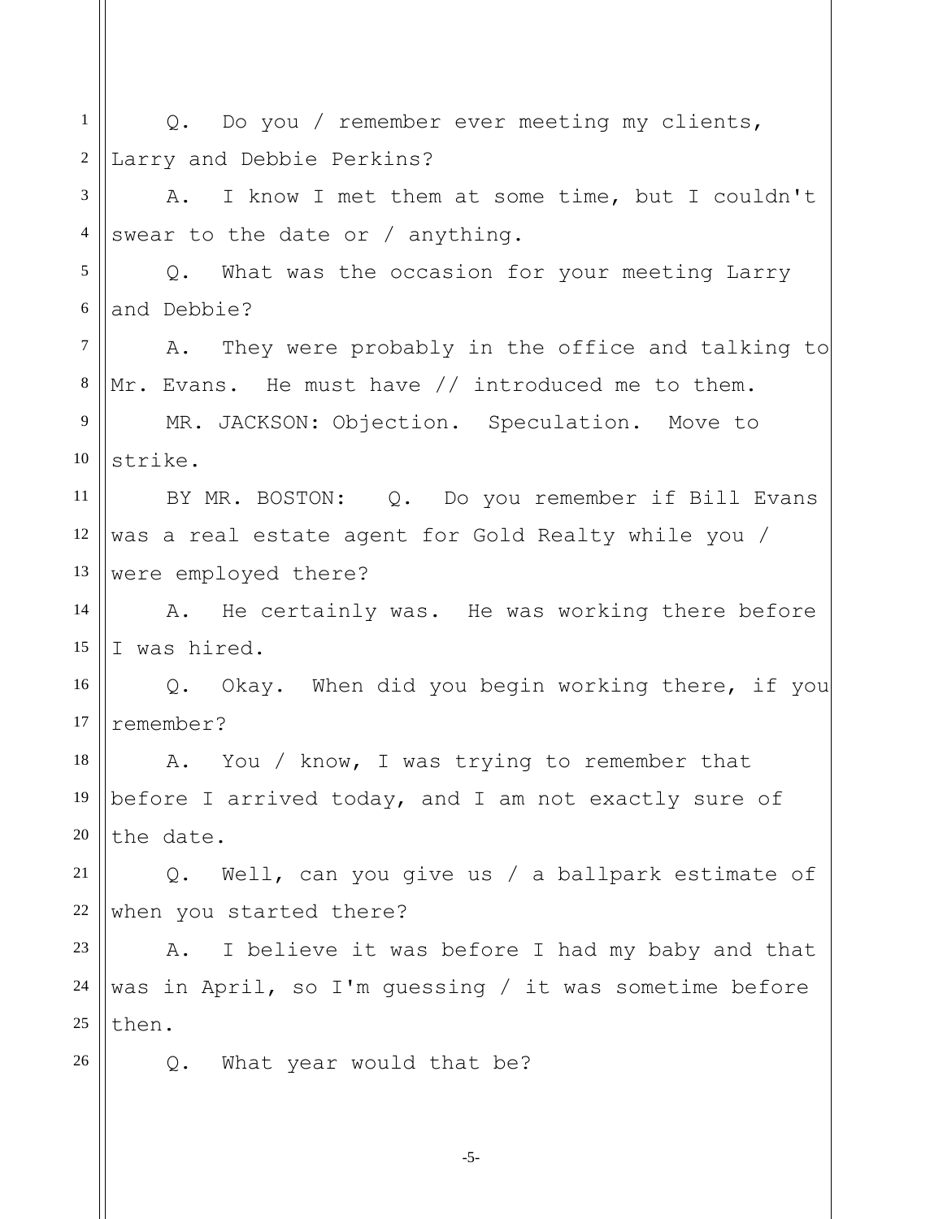Q. Do you / remember ever meeting my clients, Larry and Debbie Perkins?

A. I know I met them at some time, but I couldn't swear to the date or / anything.

Q. What was the occasion for your meeting Larry and Debbie?

A. They were probably in the office and talking to Mr. Evans. He must have // introduced me to them.

MR. JACKSON: Objection. Speculation. Move to strike.

BY MR. BOSTON: Q. Do you remember if Bill Evans was a real estate agent for Gold Realty while you / were employed there?

A. He certainly was. He was working there before I was hired.

Q. Okay. When did you begin working there, if you remember?

A. You / know, I was trying to remember that before I arrived today, and I am not exactly sure of the date.

Q. Well, can you give us / a ballpark estimate of when you started there?

A. I believe it was before I had my baby and that was in April, so I'm guessing / it was sometime before then.

Q. What year would that be?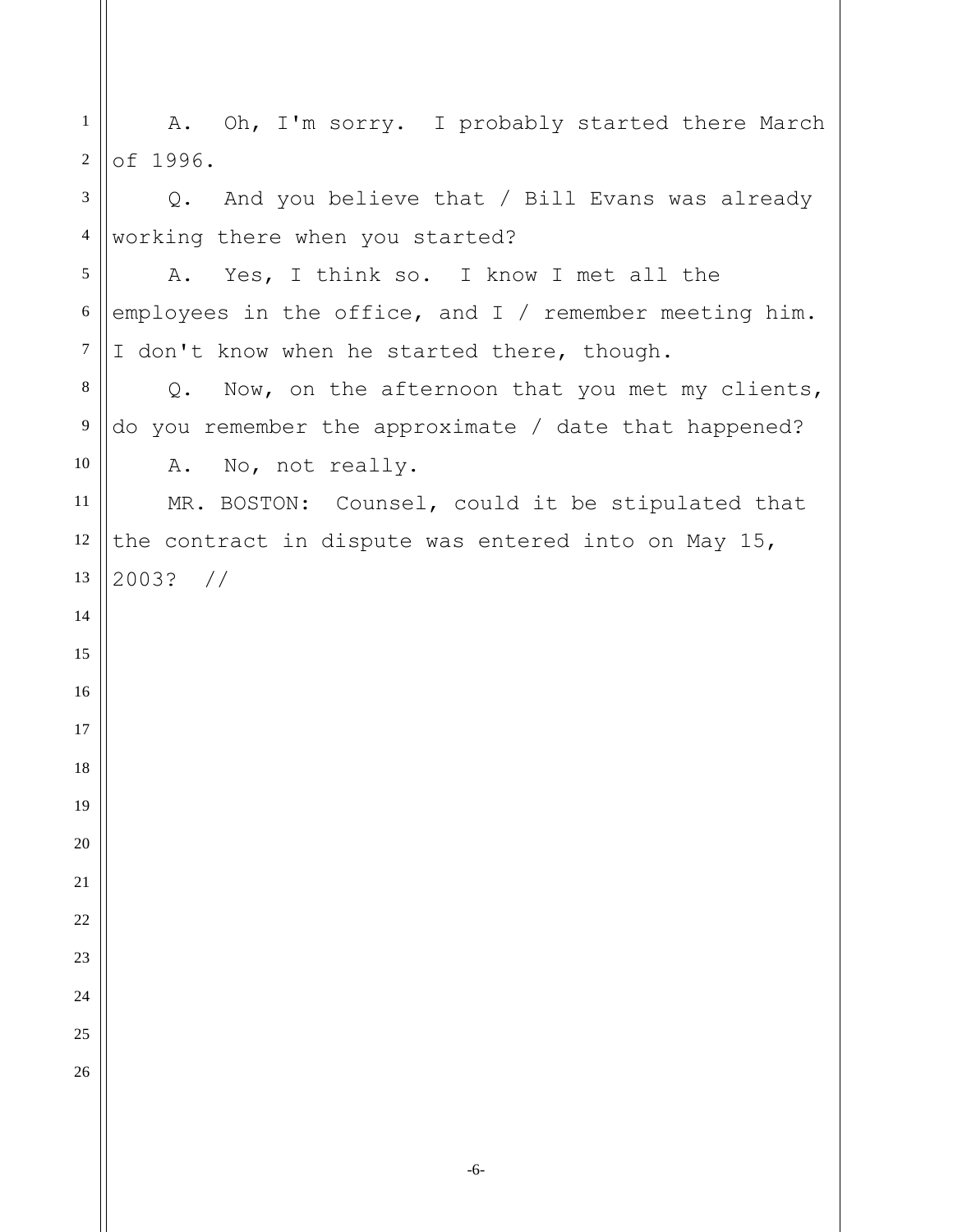A. Oh, I'm sorry. I probably started there March of 1996.

Q. And you believe that / Bill Evans was already working there when you started?

A. Yes, I think so. I know I met all the employees in the office, and I / remember meeting him. I don't know when he started there, though.

Q. Now, on the afternoon that you met my clients, do you remember the approximate / date that happened?

A. No, not really.

MR. BOSTON: Counsel, could it be stipulated that the contract in dispute was entered into on May 15, 2003? //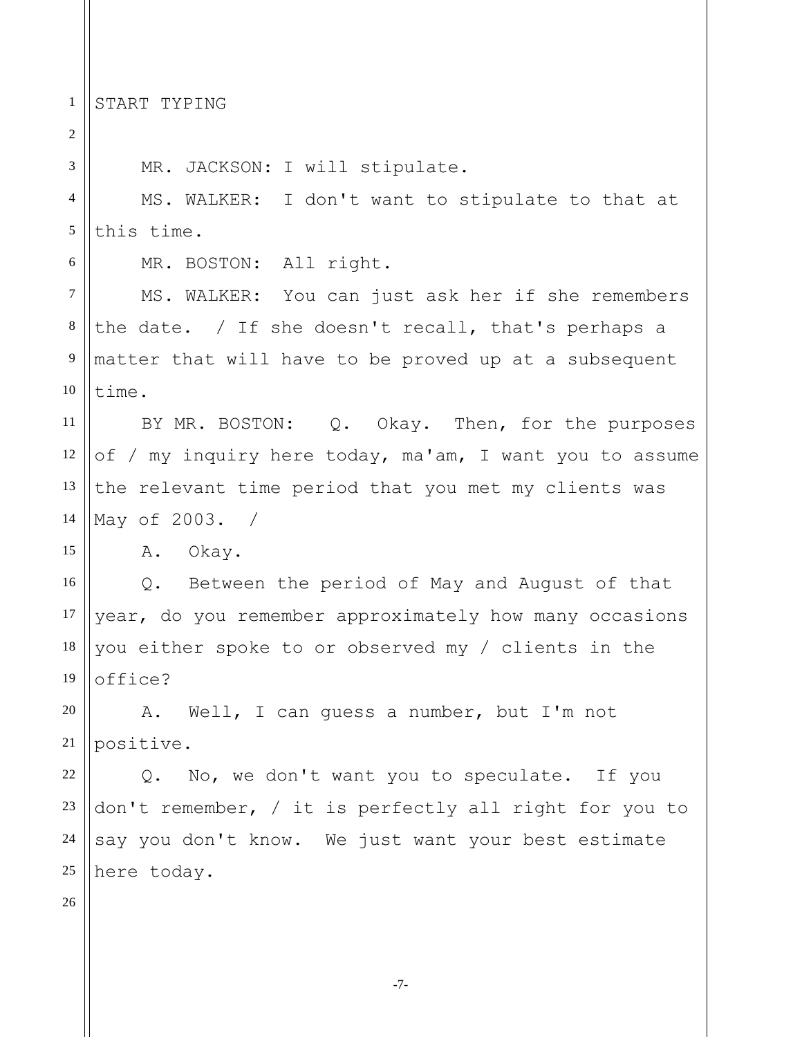START TYPING

MR. JACKSON: I will stipulate.

MS. WALKER: I don't want to stipulate to that at this time.

MR. BOSTON: All right.

MS. WALKER: You can just ask her if she remembers the date. / If she doesn't recall, that's perhaps a matter that will have to be proved up at a subsequent time.

BY MR. BOSTON: Q. Okay. Then, for the purposes of / my inquiry here today, ma'am, I want you to assume the relevant time period that you met my clients was May of 2003. /

A. Okay.

Q. Between the period of May and August of that year, do you remember approximately how many occasions you either spoke to or observed my / clients in the office?

A. Well, I can guess a number, but I'm not positive.

Q. No, we don't want you to speculate. If you don't remember, / it is perfectly all right for you to say you don't know. We just want your best estimate here today.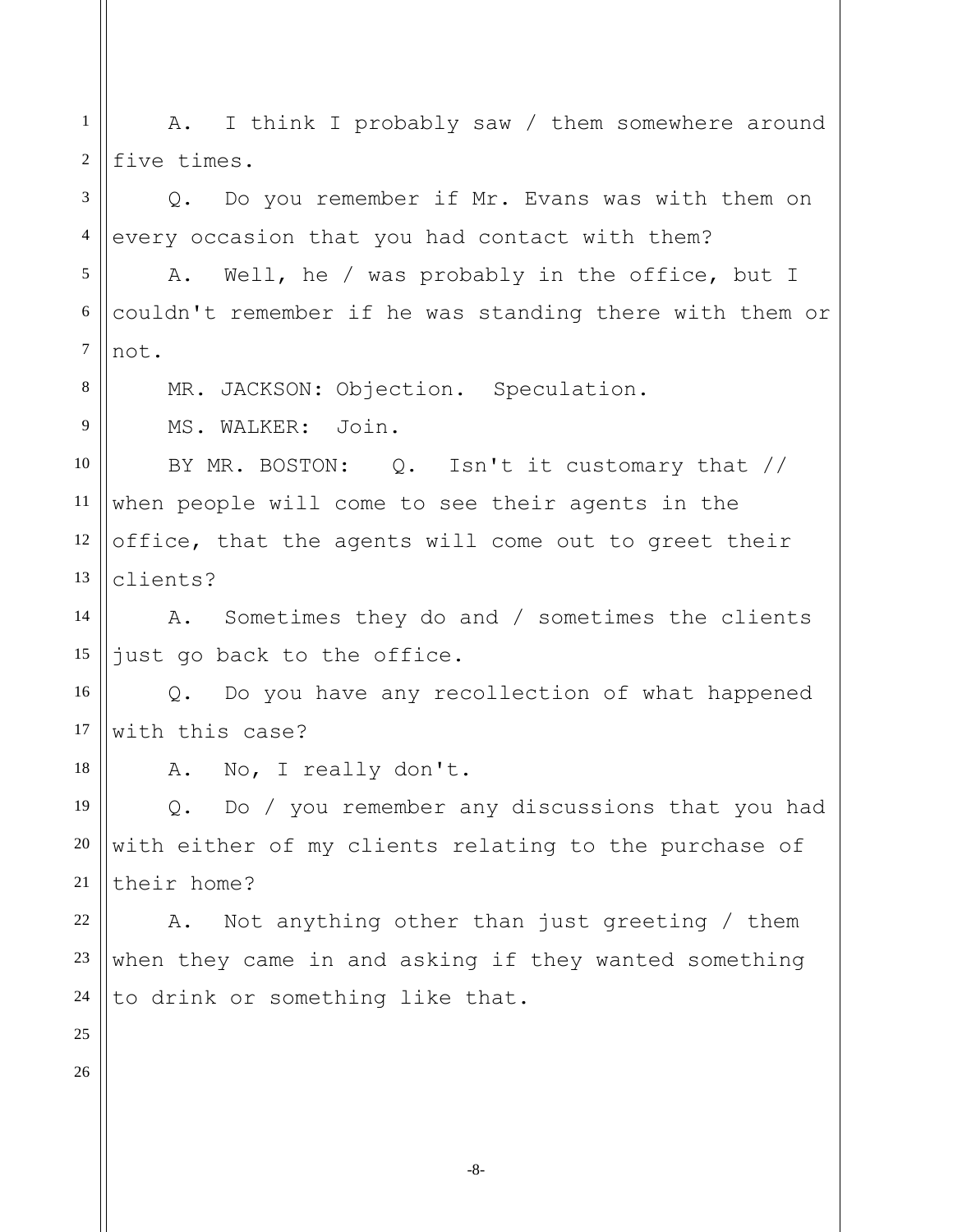A. I think I probably saw / them somewhere around five times.

Q. Do you remember if Mr. Evans was with them on every occasion that you had contact with them?

A. Well, he / was probably in the office, but I couldn't remember if he was standing there with them or not.

MR. JACKSON: Objection. Speculation.

MS. WALKER: Join.

BY MR. BOSTON: Q. Isn't it customary that // when people will come to see their agents in the office, that the agents will come out to greet their clients?

A. Sometimes they do and / sometimes the clients just go back to the office.

Q. Do you have any recollection of what happened with this case?

A. No, I really don't.

Q. Do / you remember any discussions that you had with either of my clients relating to the purchase of their home?

A. Not anything other than just greeting / them when they came in and asking if they wanted something to drink or something like that.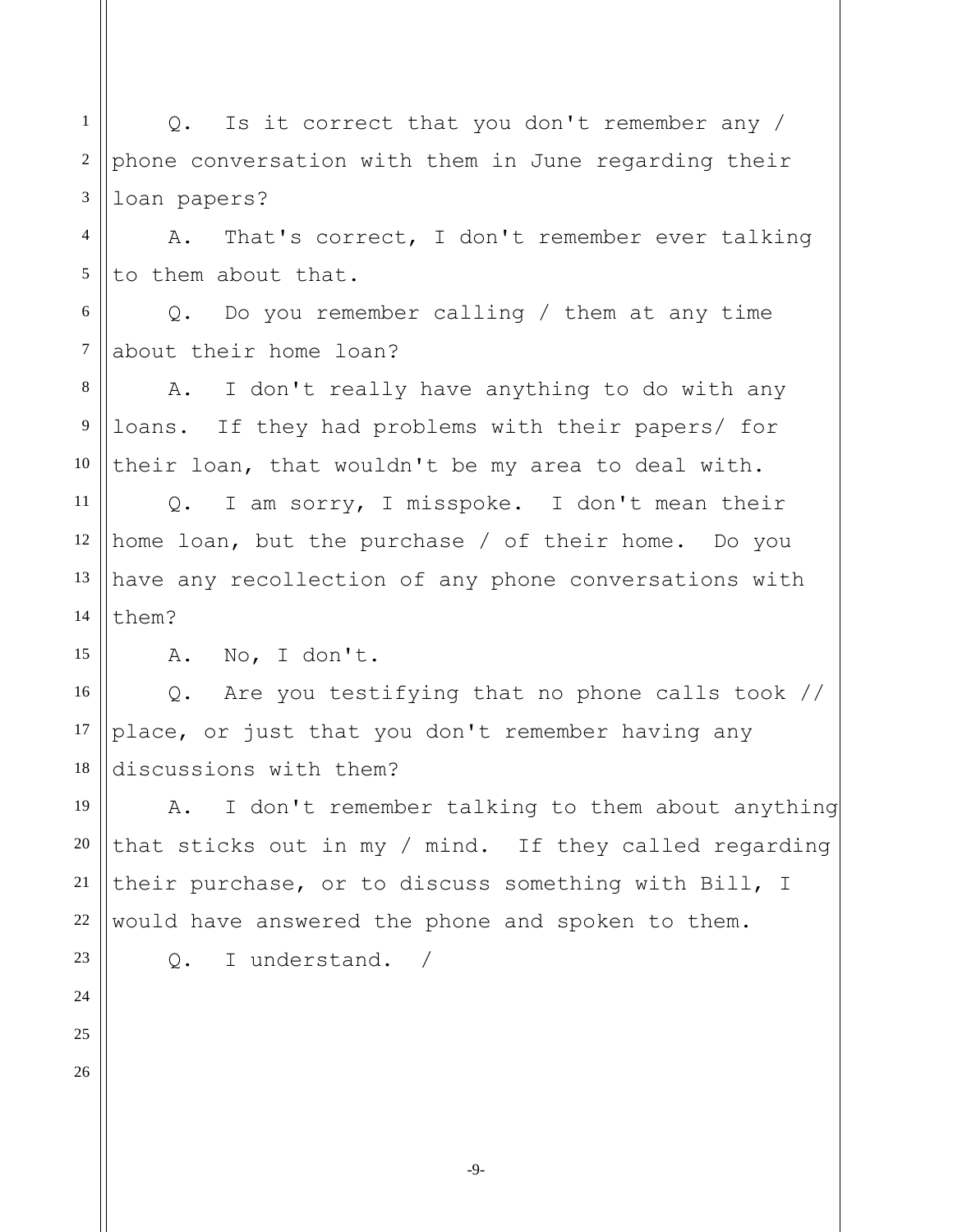Q. Is it correct that you don't remember any / phone conversation with them in June regarding their loan papers?

A. That's correct, I don't remember ever talking to them about that.

Q. Do you remember calling / them at any time about their home loan?

A. I don't really have anything to do with any loans. If they had problems with their papers/ for their loan, that wouldn't be my area to deal with.

Q. I am sorry, I misspoke. I don't mean their home loan, but the purchase / of their home. Do you have any recollection of any phone conversations with them?

A. No, I don't.

Q. Are you testifying that no phone calls took // place, or just that you don't remember having any discussions with them?

A. I don't remember talking to them about anything that sticks out in my / mind. If they called regarding their purchase, or to discuss something with Bill, I would have answered the phone and spoken to them.

Q. I understand. /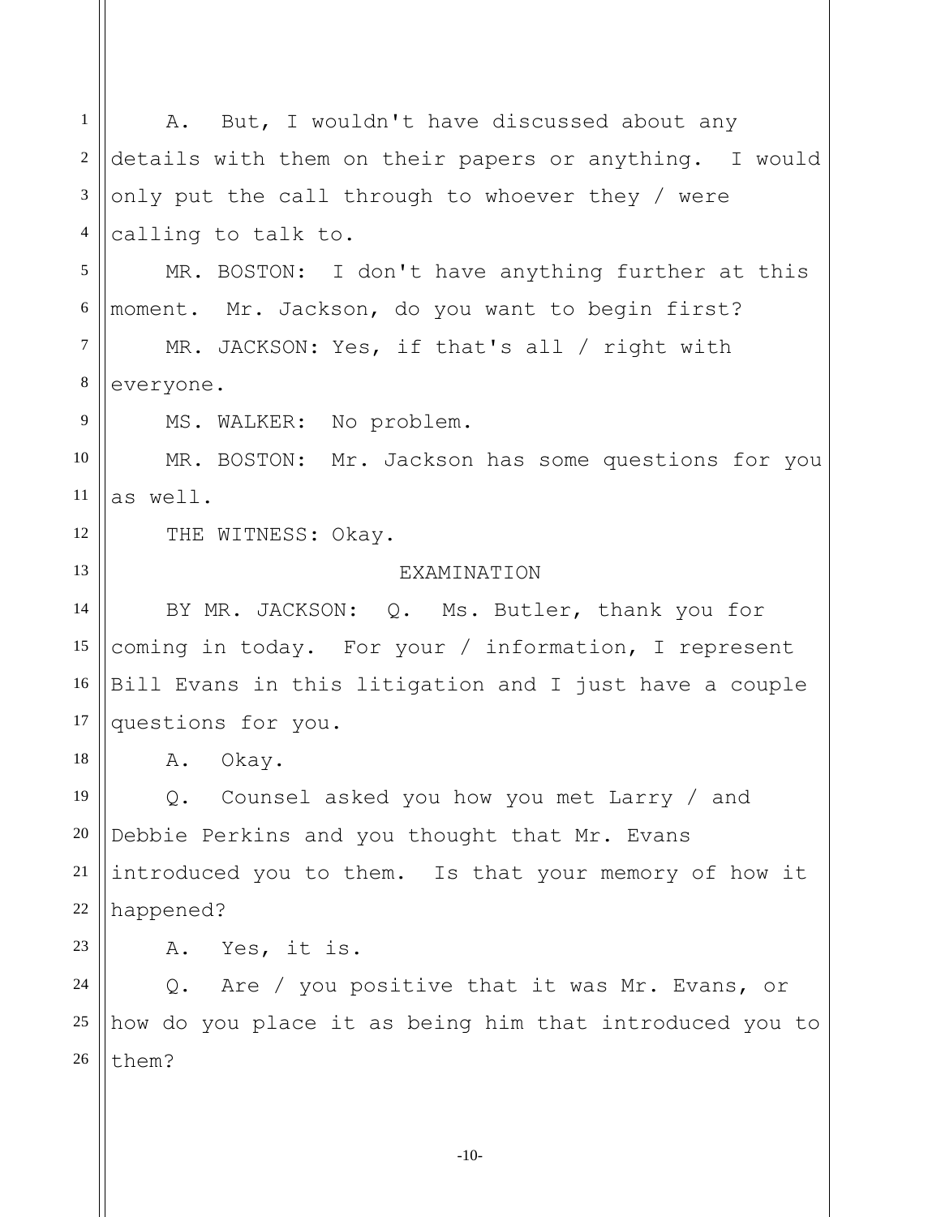A. But, I wouldn't have discussed about any details with them on their papers or anything. I would only put the call through to whoever they / were calling to talk to.

MR. BOSTON: I don't have anything further at this moment. Mr. Jackson, do you want to begin first?

MR. JACKSON: Yes, if that's all / right with everyone.

MS. WALKER: No problem.

MR. BOSTON: Mr. Jackson has some questions for you as well.

THE WITNESS: Okay.

EXAMINATION

BY MR. JACKSON: Q. Ms. Butler, thank you for coming in today. For your / information, I represent Bill Evans in this litigation and I just have a couple questions for you.

A. Okay.

Q. Counsel asked you how you met Larry / and Debbie Perkins and you thought that Mr. Evans introduced you to them. Is that your memory of how it happened?

A. Yes, it is.

Q. Are / you positive that it was Mr. Evans, or how do you place it as being him that introduced you to them?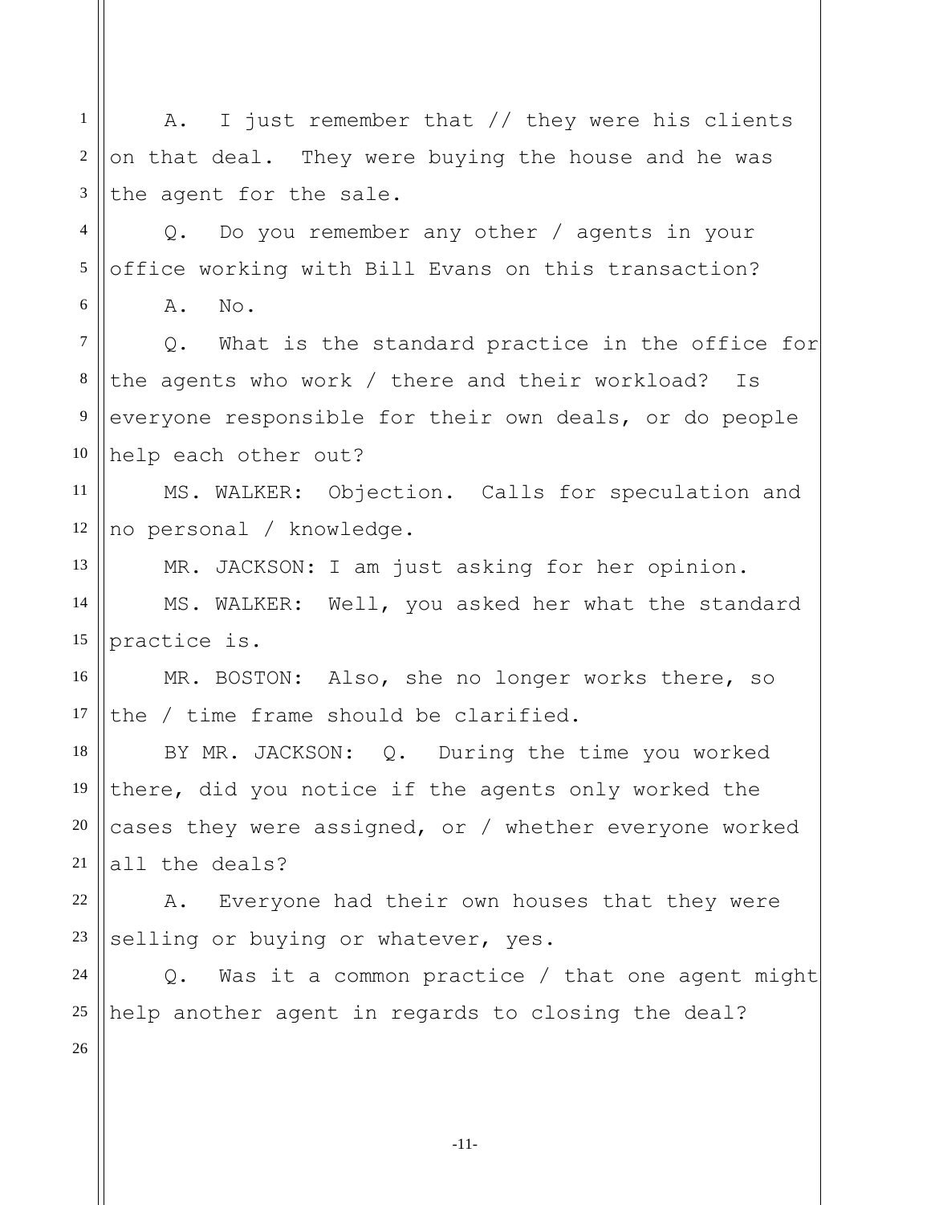A. I just remember that // they were his clients on that deal. They were buying the house and he was the agent for the sale.

Q. Do you remember any other / agents in your office working with Bill Evans on this transaction?

A. No.

Q. What is the standard practice in the office for the agents who work / there and their workload? Is everyone responsible for their own deals, or do people help each other out?

MS. WALKER: Objection. Calls for speculation and no personal / knowledge.

MR. JACKSON: I am just asking for her opinion.

MS. WALKER: Well, you asked her what the standard practice is.

MR. BOSTON: Also, she no longer works there, so the / time frame should be clarified.

BY MR. JACKSON: Q. During the time you worked there, did you notice if the agents only worked the cases they were assigned, or / whether everyone worked all the deals?

A. Everyone had their own houses that they were selling or buying or whatever, yes.

Q. Was it a common practice / that one agent might help another agent in regards to closing the deal?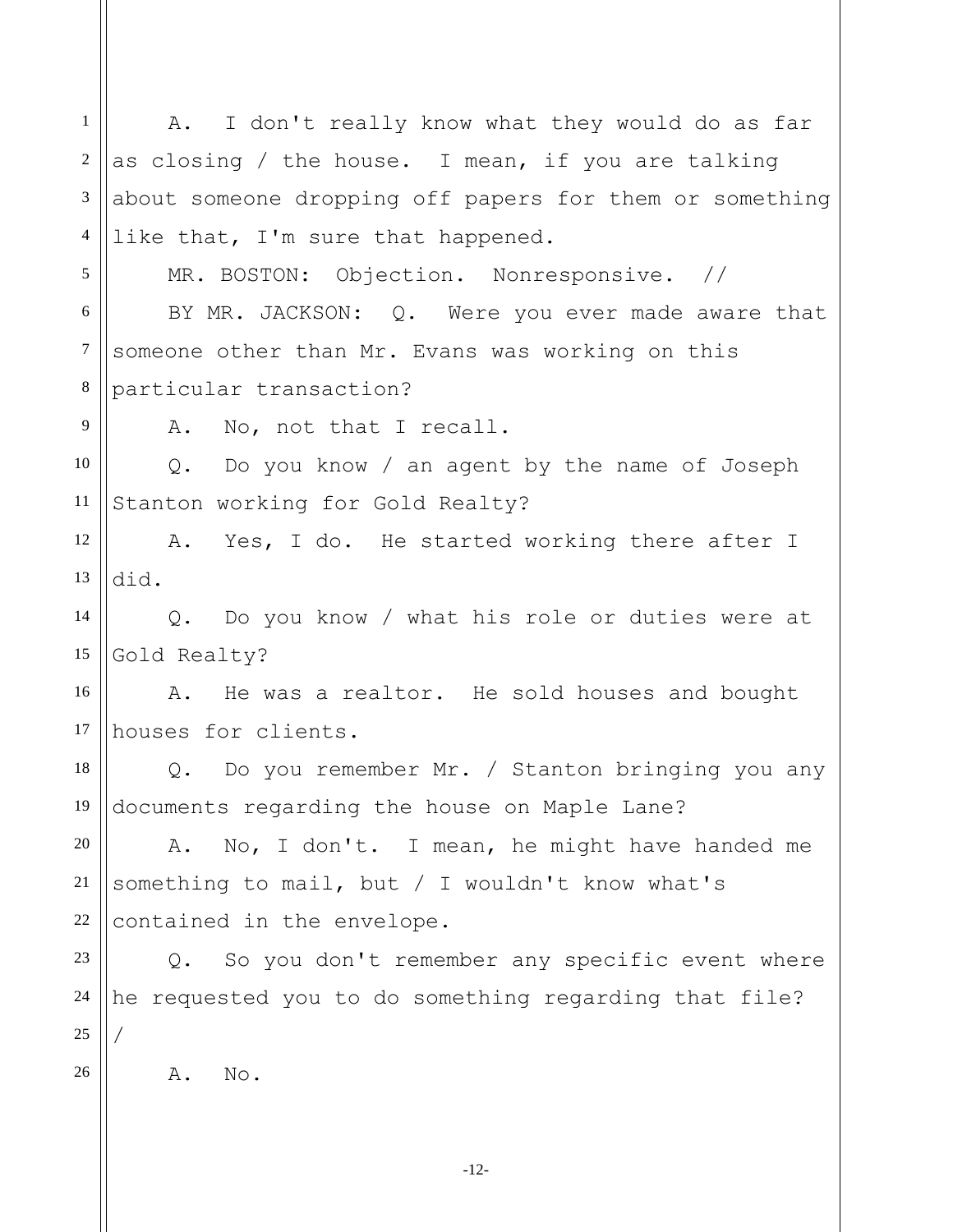A. I don't really know what they would do as far as closing / the house. I mean, if you are talking about someone dropping off papers for them or something like that, I'm sure that happened.

MR. BOSTON: Objection. Nonresponsive. //

BY MR. JACKSON: Q. Were you ever made aware that someone other than Mr. Evans was working on this particular transaction?

A. No, not that I recall.

Q. Do you know / an agent by the name of Joseph Stanton working for Gold Realty?

A. Yes, I do. He started working there after I did.

Q. Do you know / what his role or duties were at Gold Realty?

A. He was a realtor. He sold houses and bought houses for clients.

Q. Do you remember Mr. / Stanton bringing you any documents regarding the house on Maple Lane?

A. No, I don't. I mean, he might have handed me something to mail, but / I wouldn't know what's contained in the envelope.

Q. So you don't remember any specific event where he requested you to do something regarding that file? /

A. No.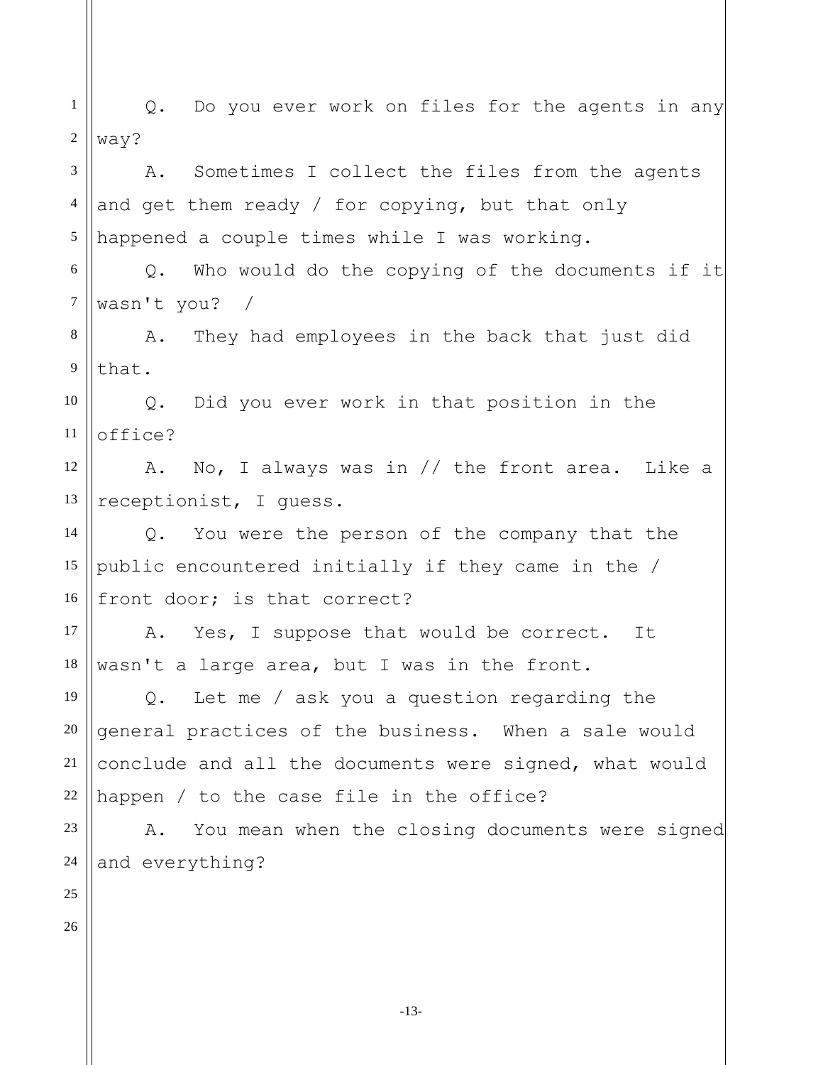Q. Do you ever work on files for the agents in any way?

A. Sometimes I collect the files from the agents and get them ready / for copying, but that only happened a couple times while I was working.

Q. Who would do the copying of the documents if it wasn't you? /

A. They had employees in the back that just did that.

Q. Did you ever work in that position in the office?

A. No, I always was in // the front area. Like a receptionist, I guess.

Q. You were the person of the company that the public encountered initially if they came in the / front door; is that correct?

A. Yes, I suppose that would be correct. It wasn't a large area, but I was in the front.

Q. Let me / ask you a question regarding the general practices of the business. When a sale would conclude and all the documents were signed, what would happen / to the case file in the office?

A. You mean when the closing documents were signed and everything?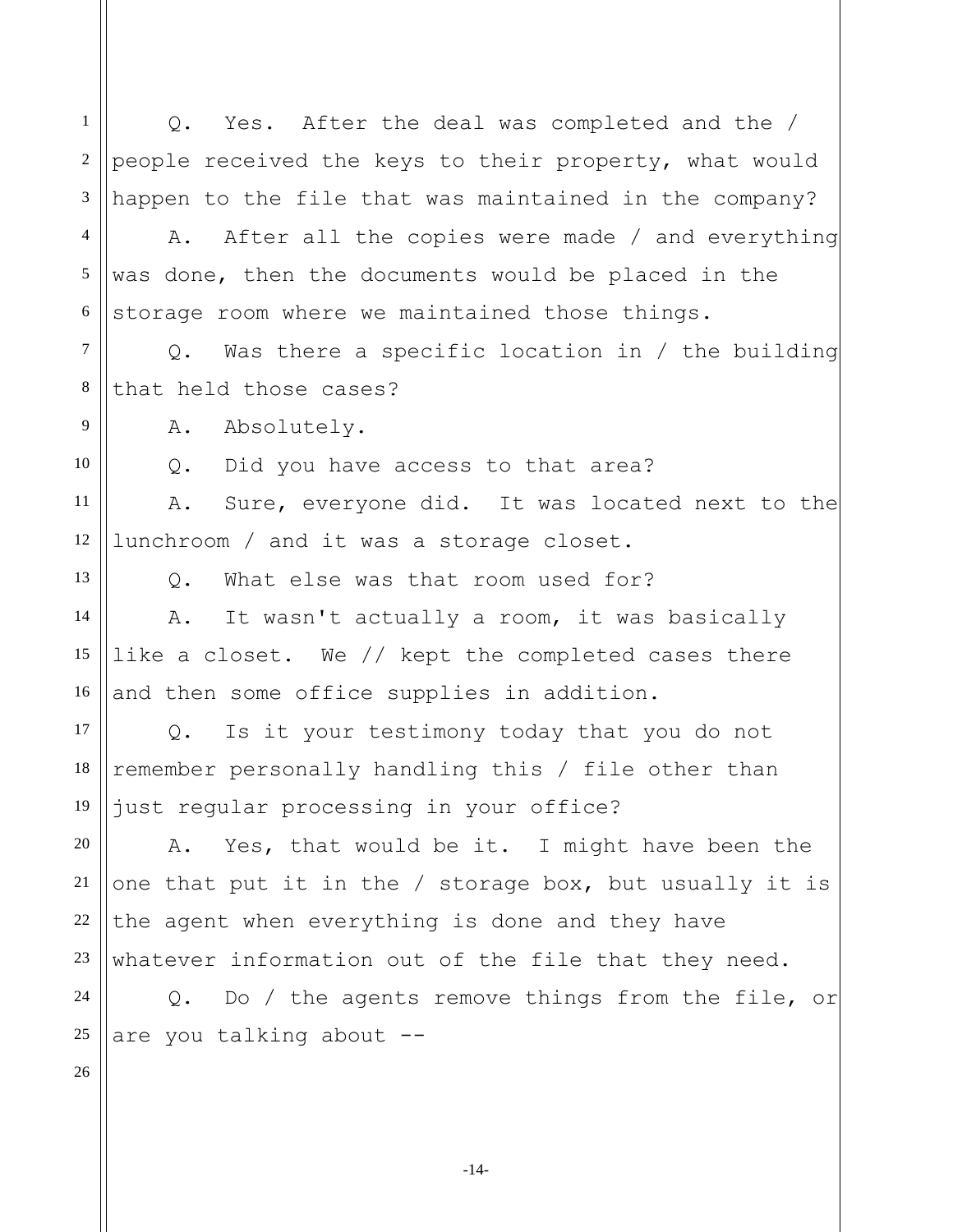Q. Yes. After the deal was completed and the / people received the keys to their property, what would happen to the file that was maintained in the company?

A. After all the copies were made / and everything was done, then the documents would be placed in the storage room where we maintained those things.

Q. Was there a specific location in / the building that held those cases?

A. Absolutely.

Q. Did you have access to that area?

A. Sure, everyone did. It was located next to the lunchroom / and it was a storage closet.

Q. What else was that room used for?

A. It wasn't actually a room, it was basically like a closet. We // kept the completed cases there and then some office supplies in addition.

Q. Is it your testimony today that you do not remember personally handling this / file other than just regular processing in your office?

A. Yes, that would be it. I might have been the one that put it in the / storage box, but usually it is the agent when everything is done and they have whatever information out of the file that they need.

Q. Do / the agents remove things from the file, or are you talking about --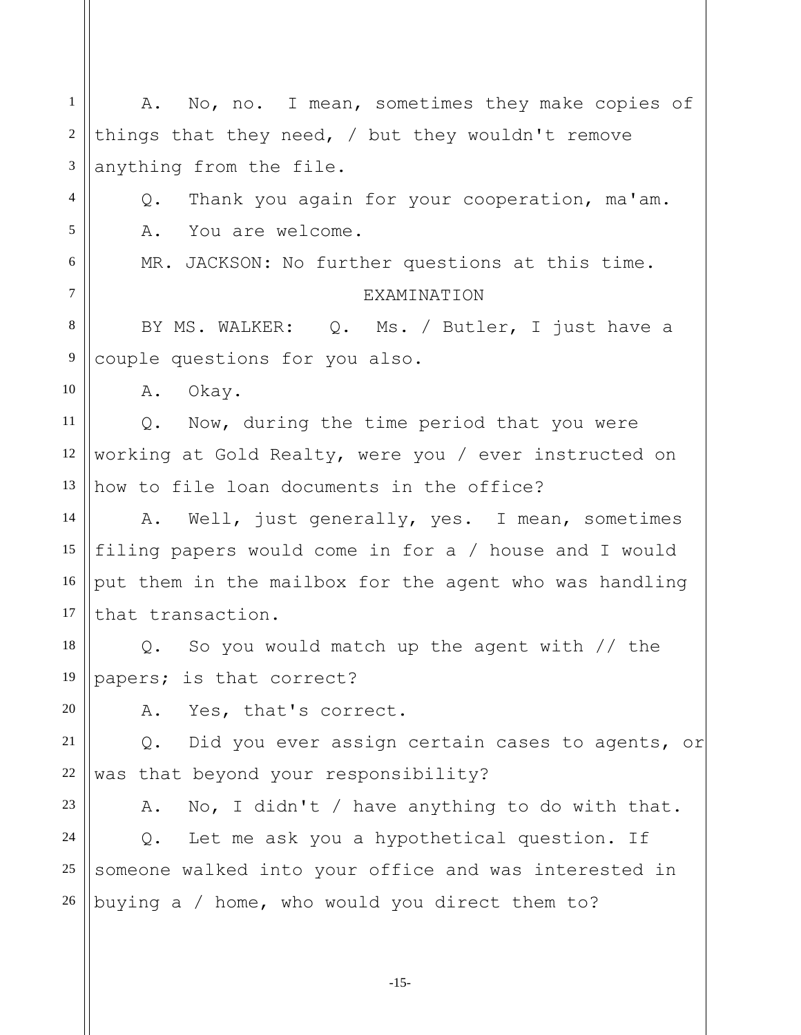A. No, no. I mean, sometimes they make copies of things that they need, / but they wouldn't remove anything from the file.

Q. Thank you again for your cooperation, ma'am.

A. You are welcome.

MR. JACKSON: No further questions at this time.

EXAMINATION

BY MS. WALKER: Q. Ms. / Butler, I just have a couple questions for you also.

A. Okay.

Q. Now, during the time period that you were working at Gold Realty, were you / ever instructed on how to file loan documents in the office?

A. Well, just generally, yes. I mean, sometimes filing papers would come in for a / house and I would put them in the mailbox for the agent who was handling that transaction.

Q. So you would match up the agent with // the papers; is that correct?

A. Yes, that's correct.

Q. Did you ever assign certain cases to agents, or was that beyond your responsibility?

A. No, I didn't / have anything to do with that.

Q. Let me ask you a hypothetical question. If someone walked into your office and was interested in buying a / home, who would you direct them to?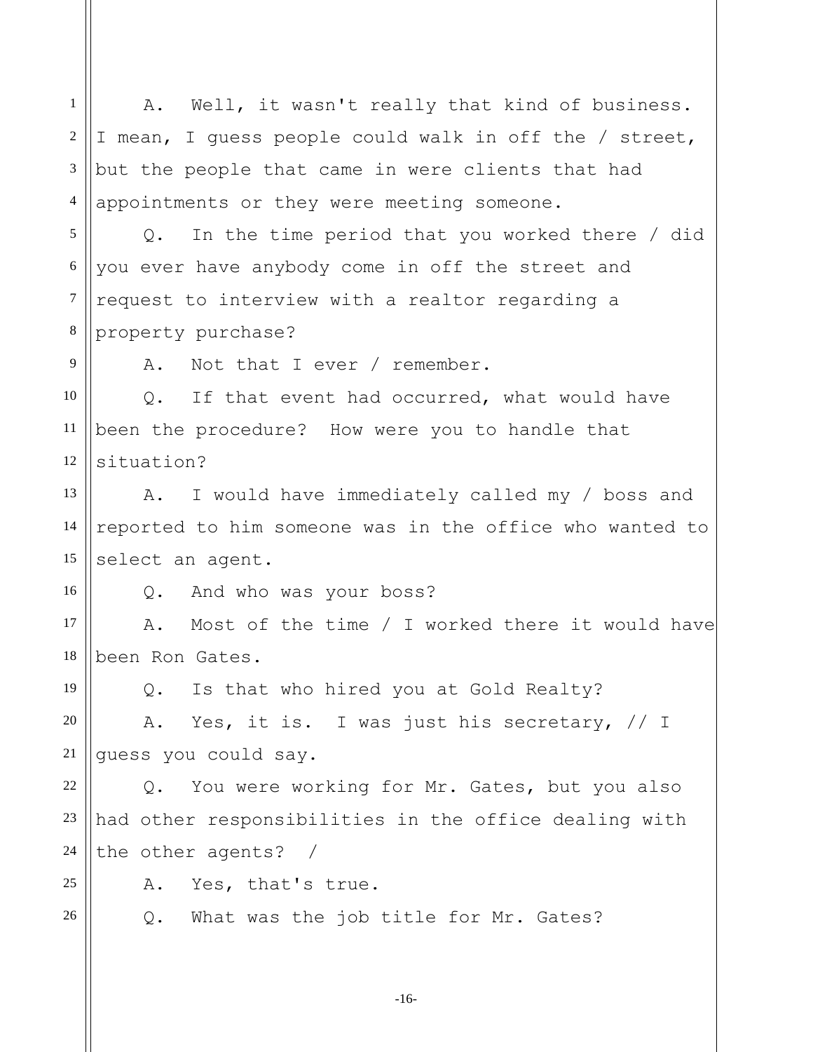A. Well, it wasn't really that kind of business. I mean, I guess people could walk in off the / street, but the people that came in were clients that had appointments or they were meeting someone.

Q. In the time period that you worked there / did you ever have anybody come in off the street and request to interview with a realtor regarding a property purchase?

A. Not that I ever / remember.

Q. If that event had occurred, what would have been the procedure? How were you to handle that situation?

A. I would have immediately called my / boss and reported to him someone was in the office who wanted to select an agent.

Q. And who was your boss?

A. Most of the time / I worked there it would have been Ron Gates.

Q. Is that who hired you at Gold Realty?

A. Yes, it is. I was just his secretary, // I guess you could say.

Q. You were working for Mr. Gates, but you also had other responsibilities in the office dealing with the other agents? /

A. Yes, that's true.

Q. What was the job title for Mr. Gates?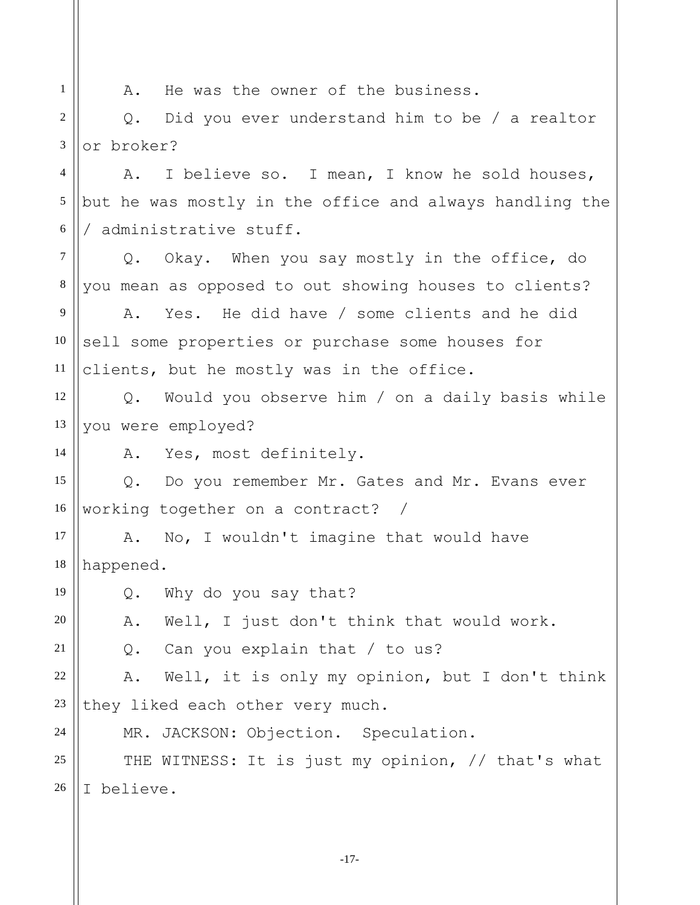A. He was the owner of the business.

Q. Did you ever understand him to be / a realtor or broker?

A. I believe so. I mean, I know he sold houses, but he was mostly in the office and always handling the / administrative stuff.

Q. Okay. When you say mostly in the office, do you mean as opposed to out showing houses to clients?

A. Yes. He did have / some clients and he did sell some properties or purchase some houses for clients, but he mostly was in the office.

Q. Would you observe him / on a daily basis while you were employed?

A. Yes, most definitely.

Q. Do you remember Mr. Gates and Mr. Evans ever working together on a contract? /

A. No, I wouldn't imagine that would have happened.

Q. Why do you say that?

A. Well, I just don't think that would work.

Q. Can you explain that / to us?

A. Well, it is only my opinion, but I don't think they liked each other very much.

MR. JACKSON: Objection. Speculation.

THE WITNESS: It is just my opinion, // that's what I believe.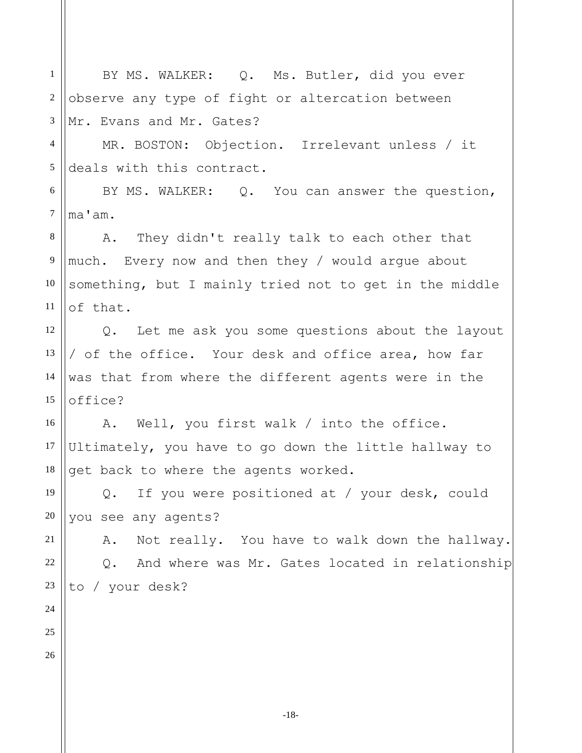BY MS. WALKER: Q. Ms. Butler, did you ever observe any type of fight or altercation between Mr. Evans and Mr. Gates?

MR. BOSTON: Objection. Irrelevant unless / it deals with this contract.

BY MS. WALKER: Q. You can answer the question, ma'am.

A. They didn't really talk to each other that much. Every now and then they / would argue about something, but I mainly tried not to get in the middle of that.

Q. Let me ask you some questions about the layout / of the office. Your desk and office area, how far was that from where the different agents were in the office?

A. Well, you first walk / into the office. Ultimately, you have to go down the little hallway to get back to where the agents worked.

Q. If you were positioned at / your desk, could you see any agents?

A. Not really. You have to walk down the hallway.

Q. And where was Mr. Gates located in relationship to / your desk?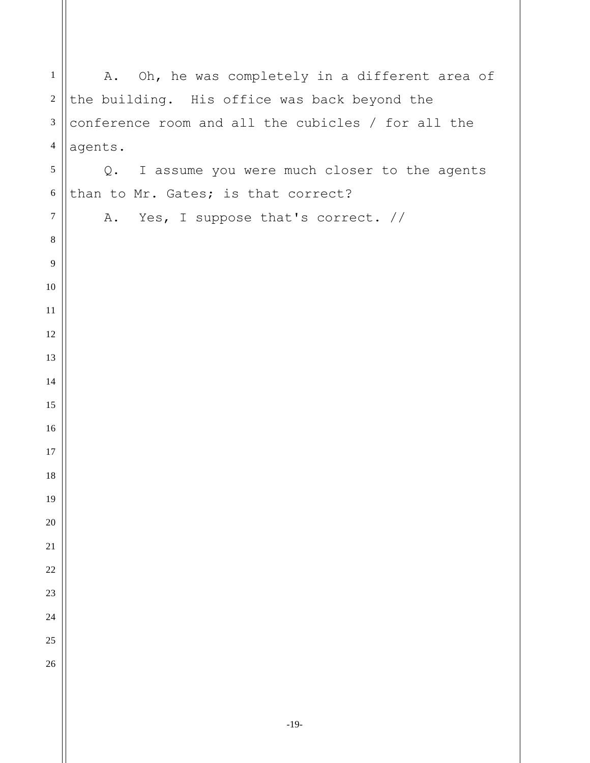A. Oh, he was completely in a different area of the building. His office was back beyond the conference room and all the cubicles / for all the agents.

Q. I assume you were much closer to the agents than to Mr. Gates; is that correct?

A. Yes, I suppose that's correct. //